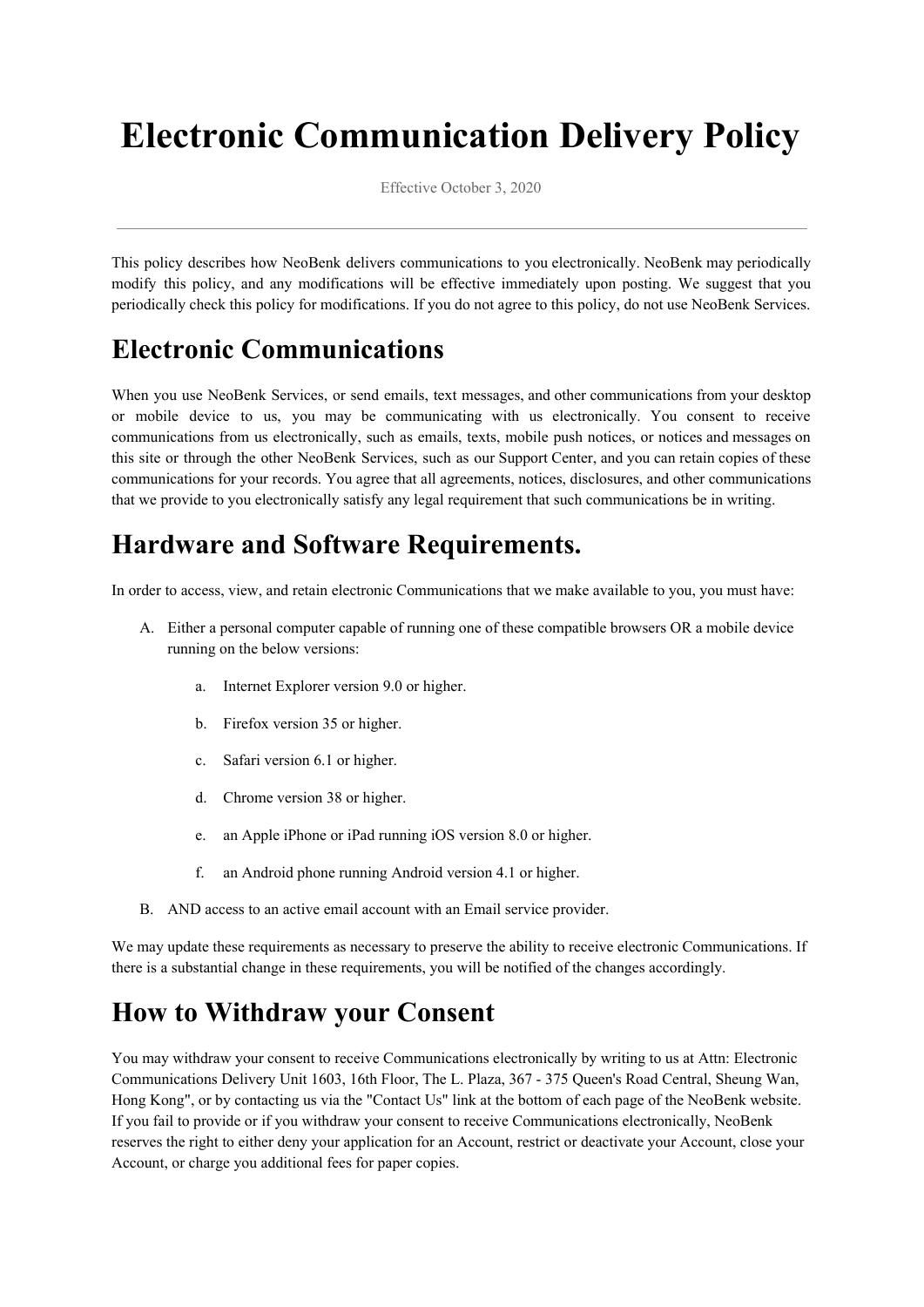# Electronic Communication Delivery Policy

Effective October 3, 2020

---

This policy describes how NeoBenk delivers communications to you electronically. NeoBenk may periodically modify this policy, and any modifications will be effective immediately upon posting. We suggest that you periodically check this policy for modifications. If you do not agree to this policy, do not use NeoBenk Services.

## Electronic Communications

When you use NeoBenk Services, or send emails, text messages, and other communications from your desktop or mobile device to us, you may be communicating with us electronically. You consent to receive communications from us electronically, such as emails, texts, mobile push notices, or notices and messages on this site or through the other NeoBenk Services, such as our Support Center, and you can retain copies of these communications for your records. You agree that all agreements, notices, disclosures, and other communications that we provide to you electronically satisfy any legal requirement that such communications be in writing.

## Hardware and Software Requirements.

In order to access, view, and retain electronic Communications that we make available to you, you must have:

A. Either a personal computer capable of running one of these compatible browsers OR a mobile device running on the below versions:

   a. Internet Explorer version 9.0 or higher.

   b. Firefox version 35 or higher.

   c. Safari version 6.1 or higher.

   d. Chrome version 38 or higher.

   e. an Apple iPhone or iPad running iOS version 8.0 or higher.

   f. an Android phone running Android version 4.1 or higher.

B. AND access to an active email account with an Email service provider.

We may update these requirements as necessary to preserve the ability to receive electronic Communications. If there is a substantial change in these requirements, you will be notified of the changes accordingly.

## How to Withdraw your Consent

You may withdraw your consent to receive Communications electronically by writing to us at Attn: Electronic Communications Delivery Unit 1603, 16th Floor, The L. Plaza, 367 - 375 Queen's Road Central, Sheung Wan, Hong Kong", or by contacting us via the "Contact Us" link at the bottom of each page of the NeoBenk website. If you fail to provide or if you withdraw your consent to receive Communications electronically, NeoBenk reserves the right to either deny your application for an Account, restrict or deactivate your Account, close your Account, or charge you additional fees for paper copies.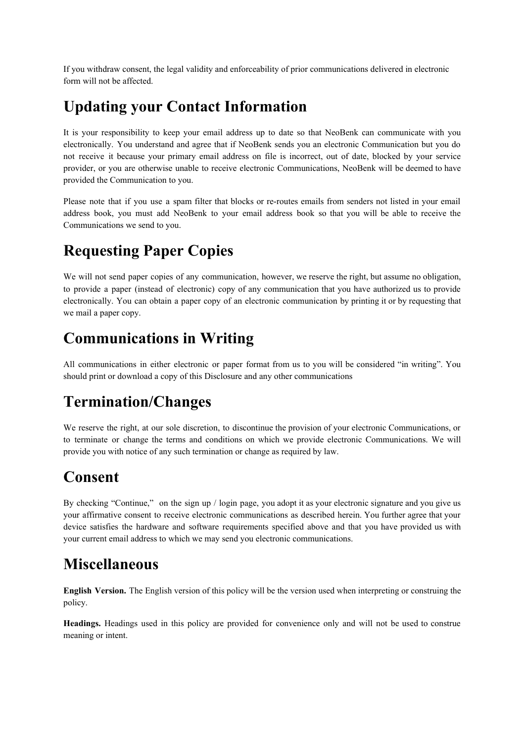If you withdraw consent, the legal validity and enforceability of prior communications delivered in electronic form will not be affected.

## Updating your Contact Information

It is your responsibility to keep your email address up to date so that NeoBenk can communicate with you electronically. You understand and agree that if NeoBenk sends you an electronic Communication but you do not receive it because your primary email address on file is incorrect, out of date, blocked by your service provider, or you are otherwise unable to receive electronic Communications, NeoBenk will be deemed to have provided the Communication to you.

Please note that if you use a spam filter that blocks or re-routes emails from senders not listed in your email address book, you must add NeoBenk to your email address book so that you will be able to receive the Communications we send to you.

## Requesting Paper Copies

We will not send paper copies of any communication, however, we reserve the right, but assume no obligation, to provide a paper (instead of electronic) copy of any communication that you have authorized us to provide electronically. You can obtain a paper copy of an electronic communication by printing it or by requesting that we mail a paper copy.

## Communications in Writing

All communications in either electronic or paper format from us to you will be considered "in writing". You should print or download a copy of this Disclosure and any other communications

## Termination/Changes

We reserve the right, at our sole discretion, to discontinue the provision of your electronic Communications, or to terminate or change the terms and conditions on which we provide electronic Communications. We will provide you with notice of any such termination or change as required by law.

## Consent

By checking "Continue," on the sign up / login page, you adopt it as your electronic signature and you give us your affirmative consent to receive electronic communications as described herein. You further agree that your device satisfies the hardware and software requirements specified above and that you have provided us with your current email address to which we may send you electronic communications.

## Miscellaneous

**English Version.** The English version of this policy will be the version used when interpreting or construing the policy.

**Headings.** Headings used in this policy are provided for convenience only and will not be used to construe meaning or intent.